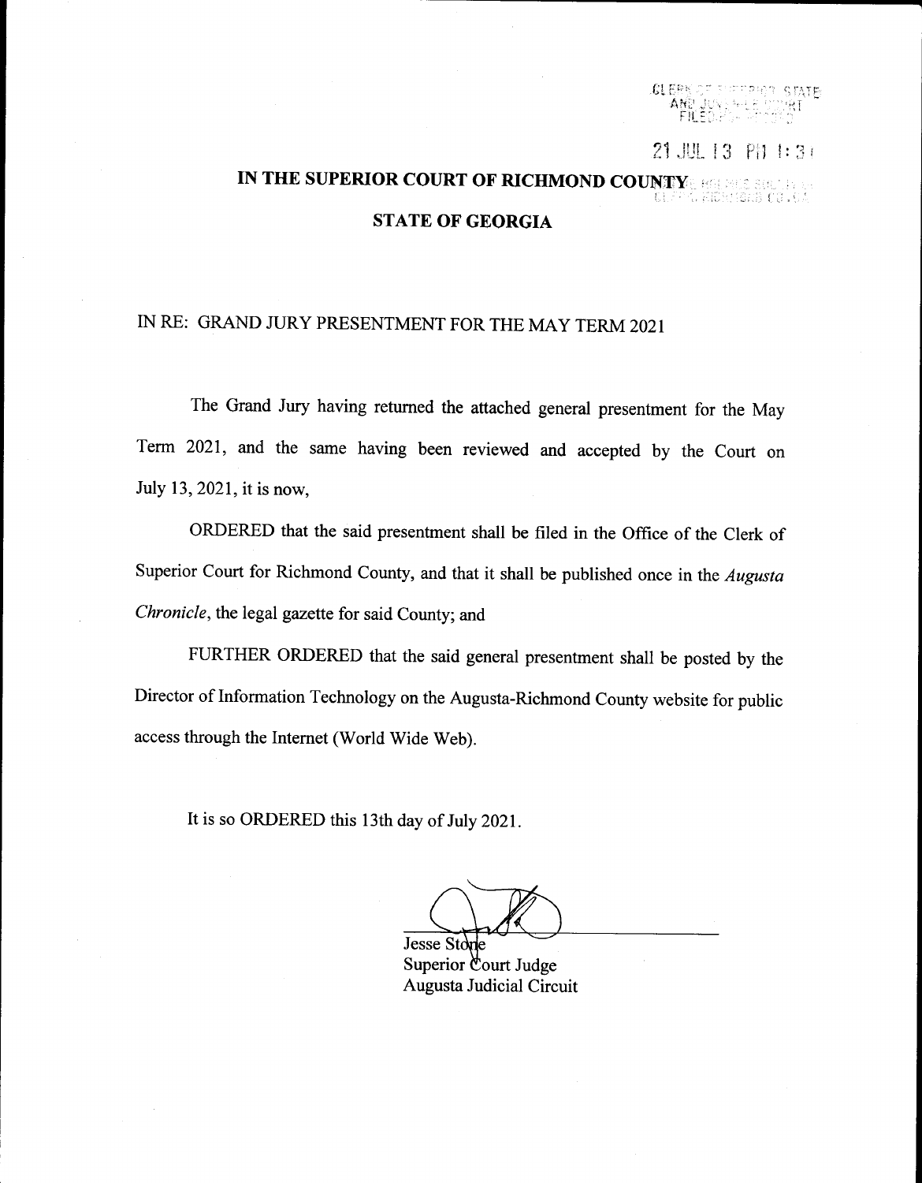21 JUL 13 PM 1:31

# IN THE SUPERIOR COURT OF RICHMOND COUNTY

## STATE OF GEORGIA

IN RE: GRAND JURY PRESENTMENT FOR THE MAY TERM 2021

The Grand Jury having returned the attached general presentment for the May Term 2021, and the same having been reviewed and accepted by the Court on July 13, 2021, it is now,

ORDERED that the said presentment shall be filed in the Office of the Clerk of Superior Court for Richmond County, and that it shall be published once in the *Augusta Chronicle*, the legal gazette for said County; and

FURTHER ORDERED that the said general presentment shall be posted by the Director of Information Technology on the Augusta-Richmond County website for public access through the Internet (World Wide Web).

It is so ORDERED this 13th day of July 2021.

Jesse Stone
Superior Court Judge
Augusta Judicial Circuit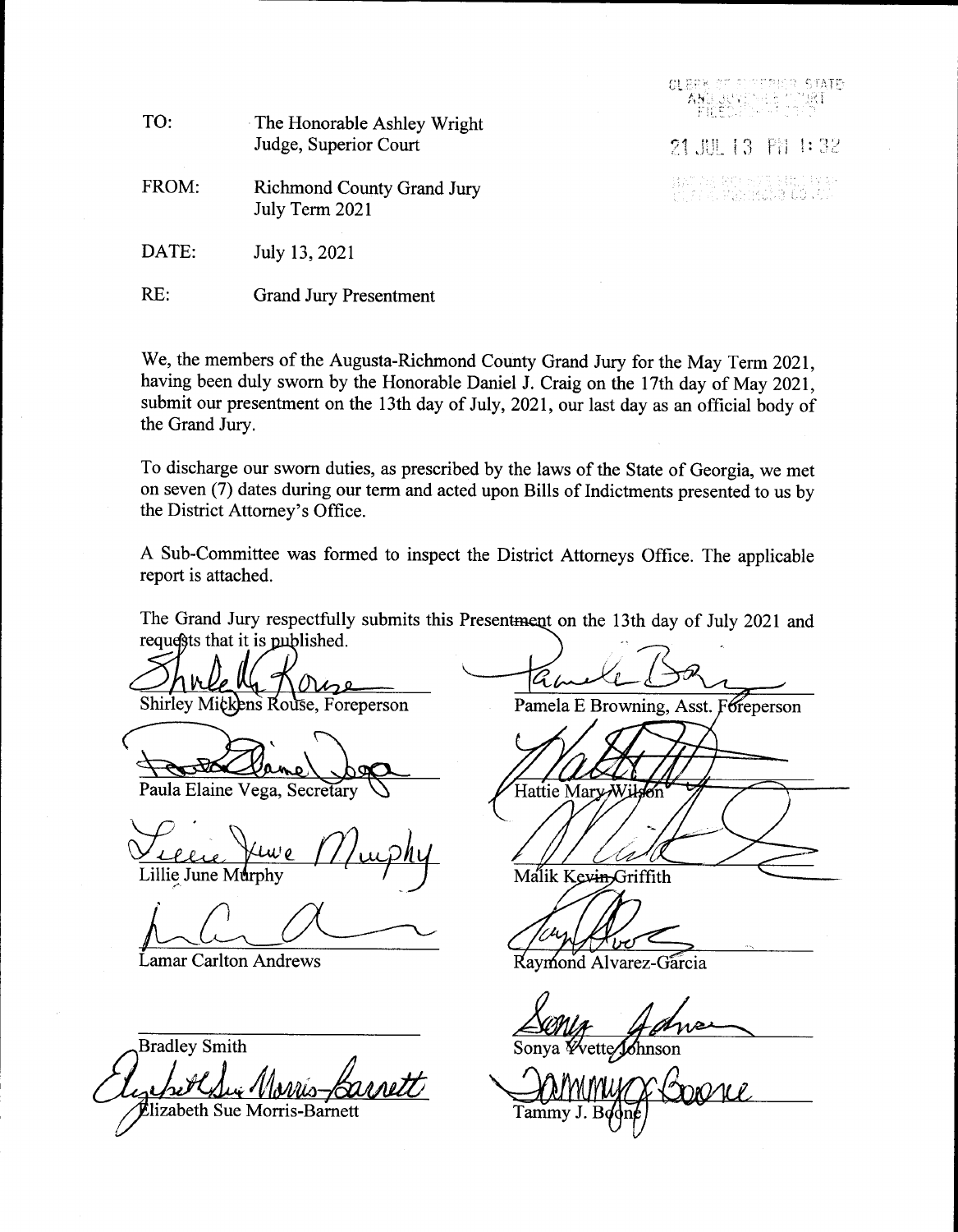CLERK OF SUPERIOR STATE AND JUVENILE COURT FILED

21 JUL 13 PM 1:32

TO: The Honorable Ashley Wright
Judge, Superior Court

FROM: Richmond County Grand Jury
July Term 2021

DATE: July 13, 2021

RE: Grand Jury Presentment

We, the members of the Augusta-Richmond County Grand Jury for the May Term 2021, having been duly sworn by the Honorable Daniel J. Craig on the 17th day of May 2021, submit our presentment on the 13th day of July, 2021, our last day as an official body of the Grand Jury.

To discharge our sworn duties, as prescribed by the laws of the State of Georgia, we met on seven (7) dates during our term and acted upon Bills of Indictments presented to us by the District Attorney's Office.

A Sub-Committee was formed to inspect the District Attorneys Office. The applicable report is attached.

The Grand Jury respectfully submits this Presentment on the 13th day of July 2021 and requests that it is published.

Shirley Mickens Rouse, Foreperson

Pamela E Browning, Asst. Foreperson

Paula Elaine Vega, Secretary

Hattie Mary Wilson

Lillie June Murphy

Malik Kevin Griffith

Lamar Carlton Andrews

Raymond Alvarez-Garcia

Bradley Smith

Sonya Yvette Johnson

Elizabeth Sue Morris-Barnett

Tammy J. Boone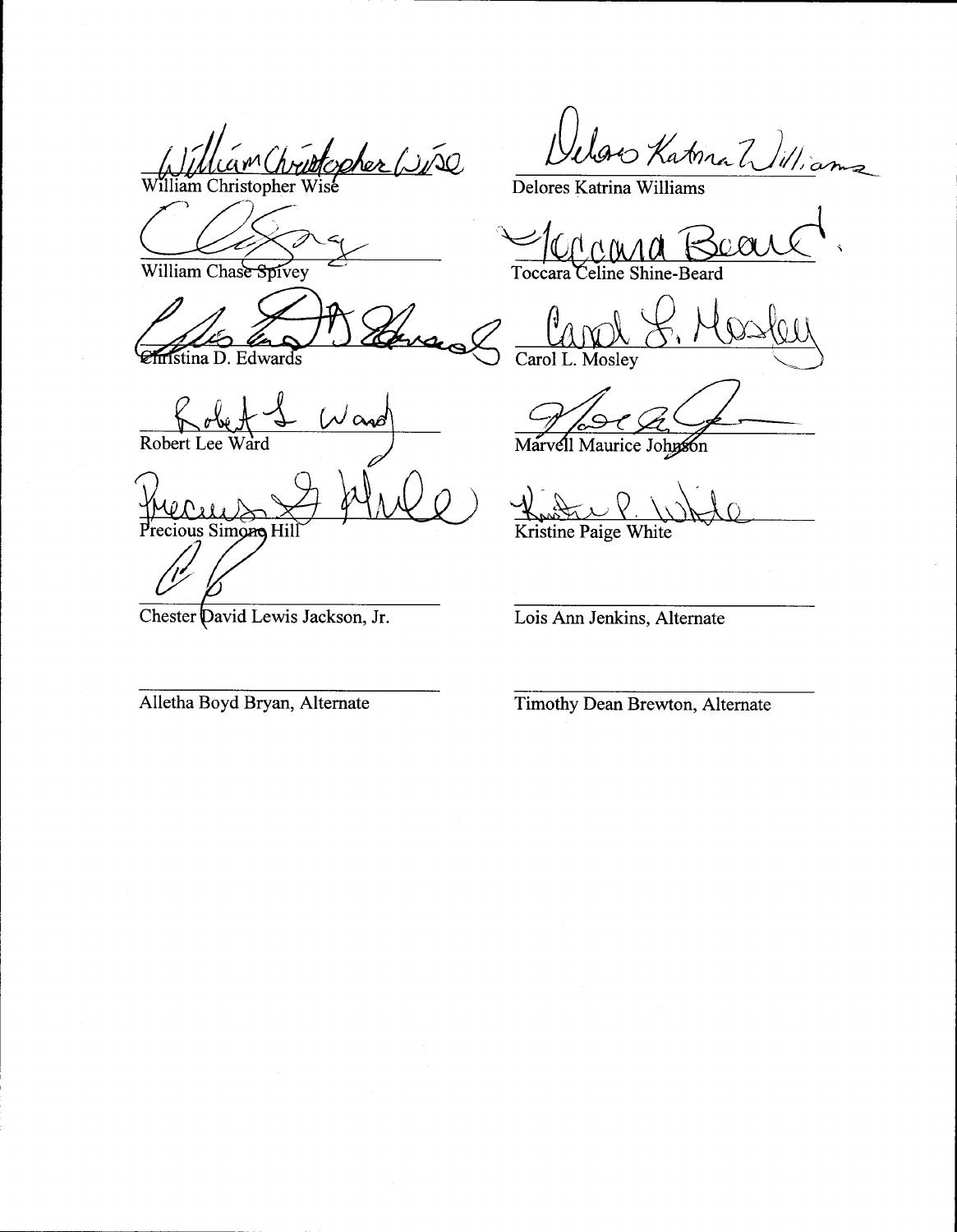| | |
|---|---|
| William Christopher Wise | Delores Katrina Williams |
| William Chase Spivey | Toccara Celine Shine-Beard |
| Christina D. Edwards | Carol L. Mosley |
| Robert Lee Ward | Marvell Maurice Johnson |
| Precious Simone Hill | Kristine Paige White |
| Chester David Lewis Jackson, Jr. | Lois Ann Jenkins, Alternate |
| Alletha Boyd Bryan, Alternate | Timothy Dean Brewton, Alternate |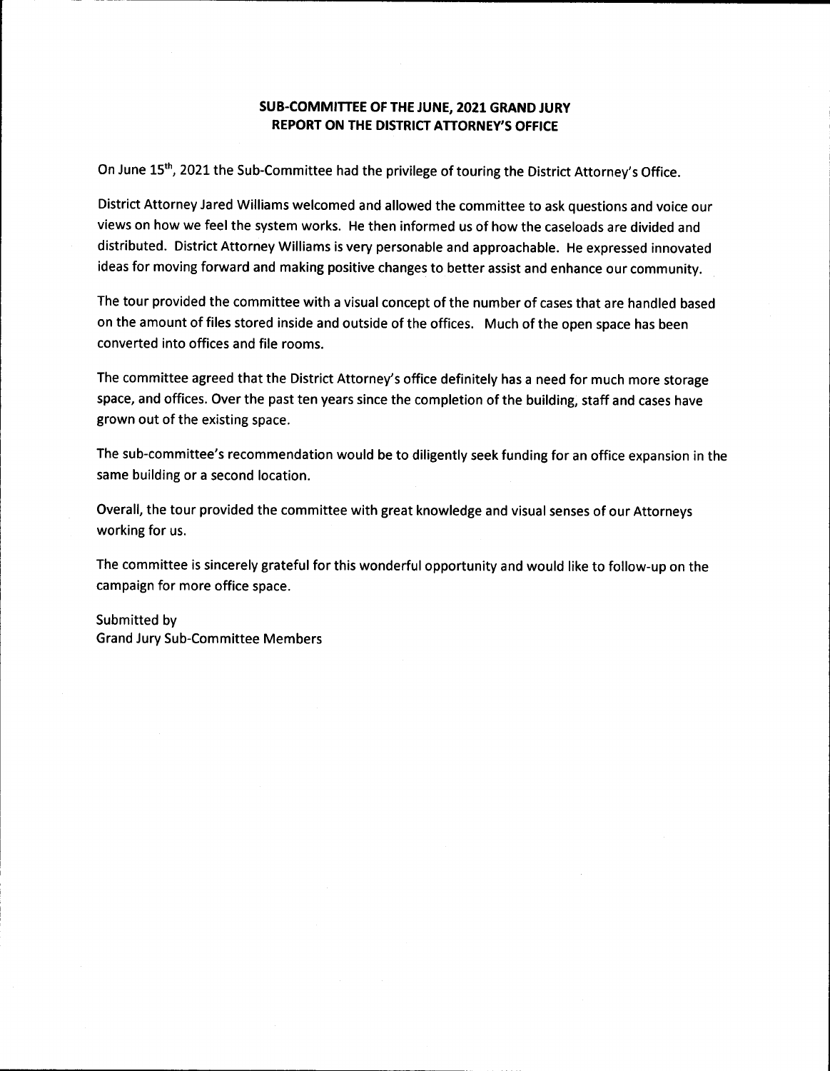**SUB-COMMITTEE OF THE JUNE, 2021 GRAND JURY**
**REPORT ON THE DISTRICT ATTORNEY'S OFFICE**

On June 15th, 2021 the Sub-Committee had the privilege of touring the District Attorney's Office.

District Attorney Jared Williams welcomed and allowed the committee to ask questions and voice our views on how we feel the system works. He then informed us of how the caseloads are divided and distributed. District Attorney Williams is very personable and approachable. He expressed innovated ideas for moving forward and making positive changes to better assist and enhance our community.

The tour provided the committee with a visual concept of the number of cases that are handled based on the amount of files stored inside and outside of the offices. Much of the open space has been converted into offices and file rooms.

The committee agreed that the District Attorney's office definitely has a need for much more storage space, and offices. Over the past ten years since the completion of the building, staff and cases have grown out of the existing space.

The sub-committee's recommendation would be to diligently seek funding for an office expansion in the same building or a second location.

Overall, the tour provided the committee with great knowledge and visual senses of our Attorneys working for us.

The committee is sincerely grateful for this wonderful opportunity and would like to follow-up on the campaign for more office space.

Submitted by
Grand Jury Sub-Committee Members